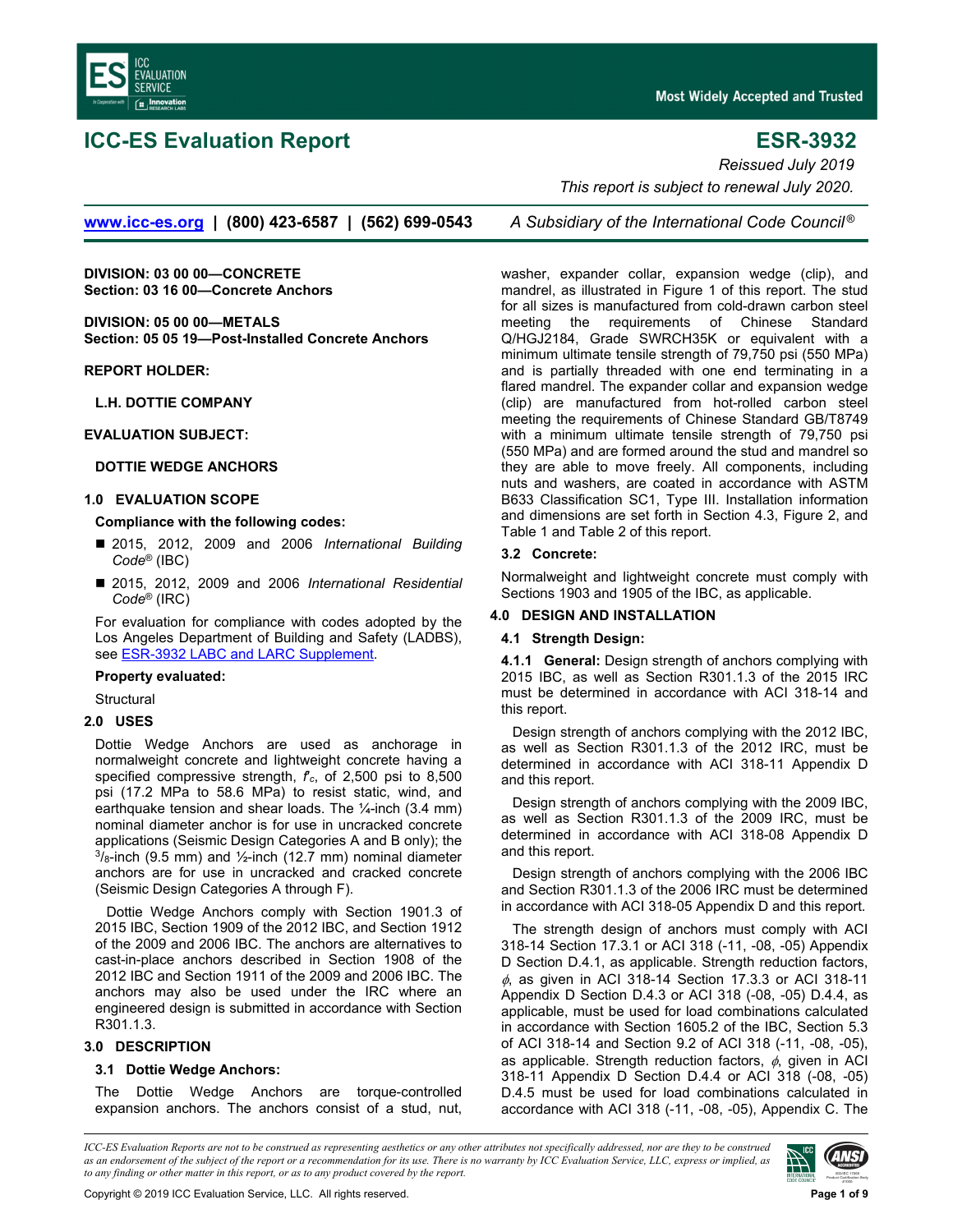# ICC-ES Evaluation Report

## ESR-3932

*Reissued July 2019*

*This report is subject to renewal July 2020.*

www.icc-es.org | (800) 423-6587 | (562) 699-0543 *A Subsidiary of the International Code Council®*

**DIVISION: 03 00 00—CONCRETE**
**Section: 03 16 00—Concrete Anchors**

**DIVISION: 05 00 00—METALS**
**Section: 05 05 19—Post-Installed Concrete Anchors**

**REPORT HOLDER:**

**L.H. DOTTIE COMPANY**

**EVALUATION SUBJECT:**

**DOTTIE WEDGE ANCHORS**

### 1.0 EVALUATION SCOPE

**Compliance with the following codes:**

- 2015, 2012, 2009 and 2006 *International Building Code®* (IBC)
- 2015, 2012, 2009 and 2006 *International Residential Code®* (IRC)

For evaluation for compliance with codes adopted by the Los Angeles Department of Building and Safety (LADBS), see ESR-3932 LABC and LARC Supplement.

**Property evaluated:**

Structural

### 2.0 USES

Dottie Wedge Anchors are used as anchorage in normalweight concrete and lightweight concrete having a specified compressive strength, $f'_c$, of 2,500 psi to 8,500 psi (17.2 MPa to 58.6 MPa) to resist static, wind, and earthquake tension and shear loads. The ¼-inch (3.4 mm) nominal diameter anchor is for use in uncracked concrete applications (Seismic Design Categories A and B only); the $^3/_8$-inch (9.5 mm) and ½-inch (12.7 mm) nominal diameter anchors are for use in uncracked and cracked concrete (Seismic Design Categories A through F).

Dottie Wedge Anchors comply with Section 1901.3 of 2015 IBC, Section 1909 of the 2012 IBC, and Section 1912 of the 2009 and 2006 IBC. The anchors are alternatives to cast-in-place anchors described in Section 1908 of the 2012 IBC and Section 1911 of the 2009 and 2006 IBC. The anchors may also be used under the IRC where an engineered design is submitted in accordance with Section R301.1.3.

### 3.0 DESCRIPTION

#### 3.1 Dottie Wedge Anchors:

The Dottie Wedge Anchors are torque-controlled expansion anchors. The anchors consist of a stud, nut, washer, expander collar, expansion wedge (clip), and mandrel, as illustrated in Figure 1 of this report. The stud for all sizes is manufactured from cold-drawn carbon steel meeting the requirements of Chinese Standard Q/HGJ2184, Grade SWRCH35K or equivalent with a minimum ultimate tensile strength of 79,750 psi (550 MPa) and is partially threaded with one end terminating in a flared mandrel. The expander collar and expansion wedge (clip) are manufactured from hot-rolled carbon steel meeting the requirements of Chinese Standard GB/T8749 with a minimum ultimate tensile strength of 79,750 psi (550 MPa) and are formed around the stud and mandrel so they are able to move freely. All components, including nuts and washers, are coated in accordance with ASTM B633 Classification SC1, Type III. Installation information and dimensions are set forth in Section 4.3, Figure 2, and Table 1 and Table 2 of this report.

#### 3.2 Concrete:

Normalweight and lightweight concrete must comply with Sections 1903 and 1905 of the IBC, as applicable.

### 4.0 DESIGN AND INSTALLATION

#### 4.1 Strength Design:

**4.1.1 General:** Design strength of anchors complying with 2015 IBC, as well as Section R301.1.3 of the 2015 IRC must be determined in accordance with ACI 318-14 and this report.

Design strength of anchors complying with the 2012 IBC, as well as Section R301.1.3 of the 2012 IRC, must be determined in accordance with ACI 318-11 Appendix D and this report.

Design strength of anchors complying with the 2009 IBC, as well as Section R301.1.3 of the 2009 IRC, must be determined in accordance with ACI 318-08 Appendix D and this report.

Design strength of anchors complying with the 2006 IBC and Section R301.1.3 of the 2006 IRC must be determined in accordance with ACI 318-05 Appendix D and this report.

The strength design of anchors must comply with ACI 318-14 Section 17.3.1 or ACI 318 (-11, -08, -05) Appendix D Section D.4.1, as applicable. Strength reduction factors, $\phi$, as given in ACI 318-14 Section 17.3.3 or ACI 318-11 Appendix D Section D.4.3 or ACI 318 (-08, -05) D.4.4, as applicable, must be used for load combinations calculated in accordance with Section 1605.2 of the IBC, Section 5.3 of ACI 318-14 and Section 9.2 of ACI 318 (-11, -08, -05), as applicable. Strength reduction factors, $\phi$, given in ACI 318-11 Appendix D Section D.4.4 or ACI 318 (-08, -05) D.4.5 must be used for load combinations calculated in accordance with ACI 318 (-11, -08, -05), Appendix C. The

*ICC-ES Evaluation Reports are not to be construed as representing aesthetics or any other attributes not specifically addressed, nor are they to be construed as an endorsement of the subject of the report or a recommendation for its use. There is no warranty by ICC Evaluation Service, LLC, express or implied, as to any finding or other matter in this report, or as to any product covered by the report.*

Copyright © 2019 ICC Evaluation Service, LLC. All rights reserved.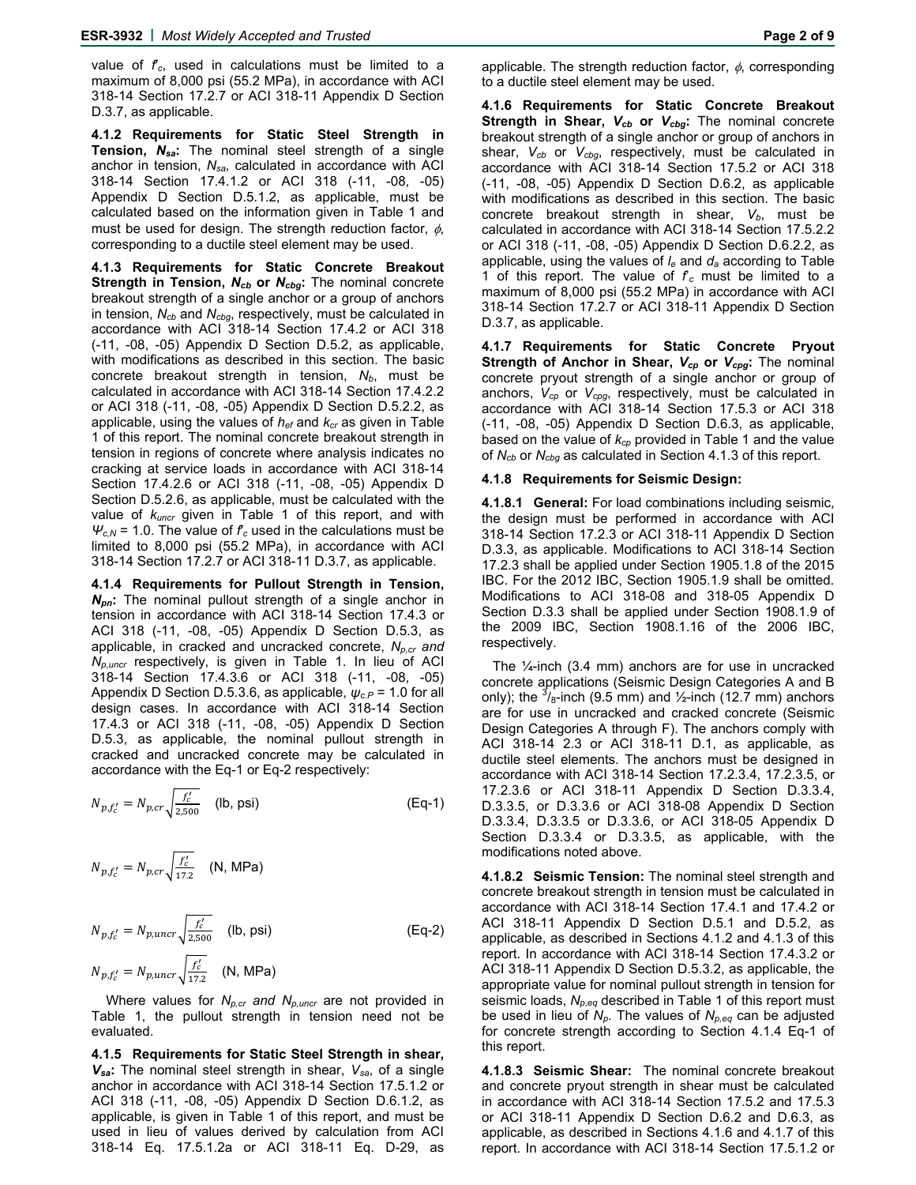value of $f'_c$, used in calculations must be limited to a maximum of 8,000 psi (55.2 MPa), in accordance with ACI 318-14 Section 17.2.7 or ACI 318-11 Appendix D Section D.3.7, as applicable.

**4.1.2 Requirements for Static Steel Strength in Tension, $N_{sa}$:** The nominal steel strength of a single anchor in tension, $N_{sa}$, calculated in accordance with ACI 318-14 Section 17.4.1.2 or ACI 318 (-11, -08, -05) Appendix D Section D.5.1.2, as applicable, must be calculated based on the information given in Table 1 and must be used for design. The strength reduction factor, $\phi$, corresponding to a ductile steel element may be used.

**4.1.3 Requirements for Static Concrete Breakout Strength in Tension, $N_{cb}$ or $N_{cbg}$:** The nominal concrete breakout strength of a single anchor or a group of anchors in tension, $N_{cb}$ and $N_{cbg}$, respectively, must be calculated in accordance with ACI 318-14 Section 17.4.2 or ACI 318 (-11, -08, -05) Appendix D Section D.5.2, as applicable, with modifications as described in this section. The basic concrete breakout strength in tension, $N_b$, must be calculated in accordance with ACI 318-14 Section 17.4.2.2 or ACI 318 (-11, -08, -05) Appendix D Section D.5.2.2, as applicable, using the values of $h_{ef}$ and $k_{cr}$ as given in Table 1 of this report. The nominal concrete breakout strength in tension in regions of concrete where analysis indicates no cracking at service loads in accordance with ACI 318-14 Section 17.4.2.6 or ACI 318 (-11, -08, -05) Appendix D Section D.5.2.6, as applicable, must be calculated with the value of $k_{uncr}$ given in Table 1 of this report, and with $\Psi_{c,N}$ = 1.0. The value of $f'_c$ used in the calculations must be limited to 8,000 psi (55.2 MPa), in accordance with ACI 318-14 Section 17.2.7 or ACI 318-11 D.3.7, as applicable.

**4.1.4 Requirements for Pullout Strength in Tension, $N_{pn}$:** The nominal pullout strength of a single anchor in tension in accordance with ACI 318-14 Section 17.4.3 or ACI 318 (-11, -08, -05) Appendix D Section D.5.3, as applicable, in cracked and uncracked concrete, $N_{p,cr}$ *and* $N_{p,uncr}$ respectively, is given in Table 1. In lieu of ACI 318-14 Section 17.4.3.6 or ACI 318 (-11, -08, -05) Appendix D Section D.5.3.6, as applicable, $\psi_{c,P}$ = 1.0 for all design cases. In accordance with ACI 318-14 Section 17.4.3 or ACI 318 (-11, -08, -05) Appendix D Section D.5.3, as applicable, the nominal pullout strength in cracked and uncracked concrete may be calculated in accordance with the Eq-1 or Eq-2 respectively:

$$N_{p,f'_c} = N_{p,cr}\sqrt{\frac{f'_c}{2{,}500}} \quad \text{(lb, psi)} \qquad \text{(Eq-1)}$$

$$N_{p,f'_c} = N_{p,cr}\sqrt{\frac{f'_c}{17.2}} \quad \text{(N, MPa)}$$

$$N_{p,f'_c} = N_{p,uncr}\sqrt{\frac{f'_c}{2{,}500}} \quad \text{(lb, psi)} \qquad \text{(Eq-2)}$$

$$N_{p,f'_c} = N_{p,uncr}\sqrt{\frac{f'_c}{17.2}} \quad \text{(N, MPa)}$$

Where values for $N_{p,cr}$ *and* $N_{p,uncr}$ are not provided in Table 1, the pullout strength in tension need not be evaluated.

**4.1.5 Requirements for Static Steel Strength in shear, $V_{sa}$:** The nominal steel strength in shear, $V_{sa}$, of a single anchor in accordance with ACI 318-14 Section 17.5.1.2 or ACI 318 (-11, -08, -05) Appendix D Section D.6.1.2, as applicable, is given in Table 1 of this report, and must be used in lieu of values derived by calculation from ACI 318-14 Eq. 17.5.1.2a or ACI 318-11 Eq. D-29, as applicable. The strength reduction factor, $\phi$, corresponding to a ductile steel element may be used.

**4.1.6 Requirements for Static Concrete Breakout Strength in Shear, $V_{cb}$ or $V_{cbg}$:** The nominal concrete breakout strength of a single anchor or group of anchors in shear, $V_{cb}$ or $V_{cbg}$, respectively, must be calculated in accordance with ACI 318-14 Section 17.5.2 or ACI 318 (-11, -08, -05) Appendix D Section D.6.2, as applicable with modifications as described in this section. The basic concrete breakout strength in shear, $V_b$, must be calculated in accordance with ACI 318-14 Section 17.5.2.2 or ACI 318 (-11, -08, -05) Appendix D Section D.6.2.2, as applicable, using the values of $l_e$ and $d_a$ according to Table 1 of this report. The value of $f'_c$ must be limited to a maximum of 8,000 psi (55.2 MPa) in accordance with ACI 318-14 Section 17.2.7 or ACI 318-11 Appendix D Section D.3.7, as applicable.

**4.1.7 Requirements for Static Concrete Pryout Strength of Anchor in Shear, $V_{cp}$ or $V_{cpg}$:** The nominal concrete pryout strength of a single anchor or group of anchors, $V_{cp}$ or $V_{cpg}$, respectively, must be calculated in accordance with ACI 318-14 Section 17.5.3 or ACI 318 (-11, -08, -05) Appendix D Section D.6.3, as applicable, based on the value of $k_{cp}$ provided in Table 1 and the value of $N_{cb}$ or $N_{cbg}$ as calculated in Section 4.1.3 of this report.

**4.1.8 Requirements for Seismic Design:**

**4.1.8.1 General:** For load combinations including seismic, the design must be performed in accordance with ACI 318-14 Section 17.2.3 or ACI 318-11 Appendix D Section D.3.3, as applicable. Modifications to ACI 318-14 Section 17.2.3 shall be applied under Section 1905.1.8 of the 2015 IBC. For the 2012 IBC, Section 1905.1.9 shall be omitted. Modifications to ACI 318-08 and 318-05 Appendix D Section D.3.3 shall be applied under Section 1908.1.9 of the 2009 IBC, Section 1908.1.16 of the 2006 IBC, respectively.

The ¼-inch (3.4 mm) anchors are for use in uncracked concrete applications (Seismic Design Categories A and B only); the ³/₈-inch (9.5 mm) and ½-inch (12.7 mm) anchors are for use in uncracked and cracked concrete (Seismic Design Categories A through F). The anchors comply with ACI 318-14 2.3 or ACI 318-11 D.1, as applicable, as ductile steel elements. The anchors must be designed in accordance with ACI 318-14 Section 17.2.3.4, 17.2.3.5, or 17.2.3.6 or ACI 318-11 Appendix D Section D.3.3.4, D.3.3.5, or D.3.3.6 or ACI 318-08 Appendix D Section D.3.3.4, D.3.3.5 or D.3.3.6, or ACI 318-05 Appendix D Section D.3.3.4 or D.3.3.5, as applicable, with the modifications noted above.

**4.1.8.2 Seismic Tension:** The nominal steel strength and concrete breakout strength in tension must be calculated in accordance with ACI 318-14 Section 17.4.1 and 17.4.2 or ACI 318-11 Appendix D Section D.5.1 and D.5.2, as applicable, as described in Sections 4.1.2 and 4.1.3 of this report. In accordance with ACI 318-14 Section 17.4.3.2 or ACI 318-11 Appendix D Section D.5.3.2, as applicable, the appropriate value for nominal pullout strength in tension for seismic loads, $N_{p,eq}$ described in Table 1 of this report must be used in lieu of $N_p$. The values of $N_{p,eq}$ can be adjusted for concrete strength according to Section 4.1.4 Eq-1 of this report.

**4.1.8.3 Seismic Shear:** The nominal concrete breakout and concrete pryout strength in shear must be calculated in accordance with ACI 318-14 Section 17.5.2 and 17.5.3 or ACI 318-11 Appendix D Section D.6.2 and D.6.3, as applicable, as described in Sections 4.1.6 and 4.1.7 of this report. In accordance with ACI 318-14 Section 17.5.1.2 or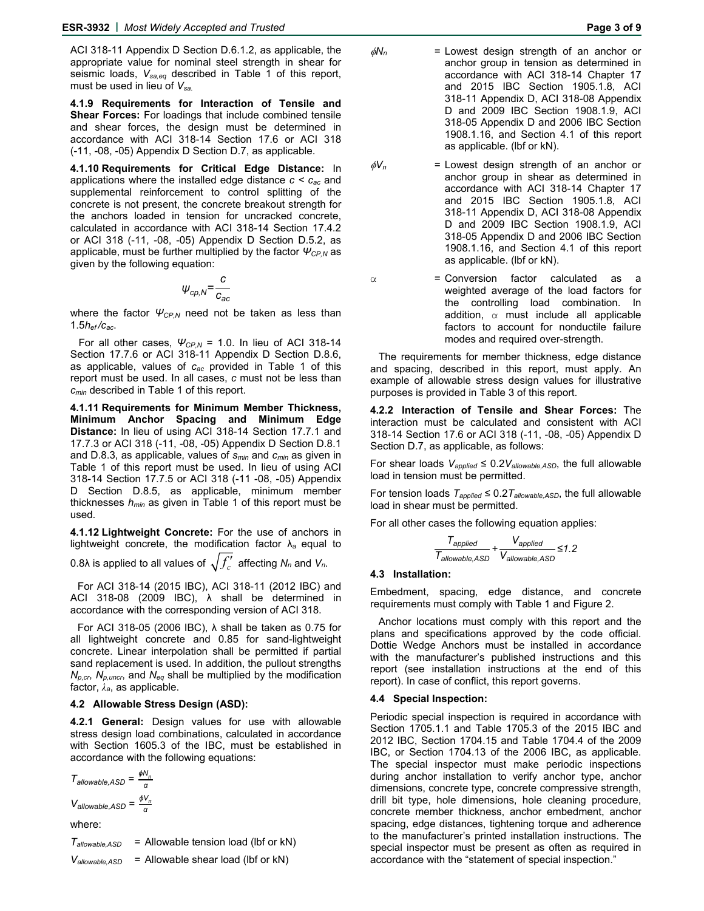ACI 318-11 Appendix D Section D.6.1.2, as applicable, the appropriate value for nominal steel strength in shear for seismic loads, $V_{sa,eq}$ described in Table 1 of this report, must be used in lieu of $V_{sa}$.

**4.1.9 Requirements for Interaction of Tensile and Shear Forces:** For loadings that include combined tensile and shear forces, the design must be determined in accordance with ACI 318-14 Section 17.6 or ACI 318 (-11, -08, -05) Appendix D Section D.7, as applicable.

**4.1.10 Requirements for Critical Edge Distance:** In applications where the installed edge distance $c < c_{ac}$ and supplemental reinforcement to control splitting of the concrete is not present, the concrete breakout strength for the anchors loaded in tension for uncracked concrete, calculated in accordance with ACI 318-14 Section 17.4.2 or ACI 318 (-11, -08, -05) Appendix D Section D.5.2, as applicable, must be further multiplied by the factor $\Psi_{CP,N}$ as given by the following equation:

$$\Psi_{cp,N} = \frac{c}{c_{ac}}$$

where the factor $\Psi_{CP,N}$ need not be taken as less than $1.5h_{ef}/c_{ac}$.

For all other cases, $\Psi_{CP,N}$ = 1.0. In lieu of ACI 318-14 Section 17.7.6 or ACI 318-11 Appendix D Section D.8.6, as applicable, values of $c_{ac}$ provided in Table 1 of this report must be used. In all cases, $c$ must not be less than $c_{min}$ described in Table 1 of this report.

**4.1.11 Requirements for Minimum Member Thickness, Minimum Anchor Spacing and Minimum Edge Distance:** In lieu of using ACI 318-14 Section 17.7.1 and 17.7.3 or ACI 318 (-11, -08, -05) Appendix D Section D.8.1 and D.8.3, as applicable, values of $s_{min}$ and $c_{min}$ as given in Table 1 of this report must be used. In lieu of using ACI 318-14 Section 17.7.5 or ACI 318 (-11 -08, -05) Appendix D Section D.8.5, as applicable, minimum member thicknesses $h_{min}$ as given in Table 1 of this report must be used.

**4.1.12 Lightweight Concrete:** For the use of anchors in lightweight concrete, the modification factor $\lambda_a$ equal to $0.8\lambda$ is applied to all values of $\sqrt{f'_c}$ affecting $N_n$ and $V_n$.

For ACI 318-14 (2015 IBC), ACI 318-11 (2012 IBC) and ACI 318-08 (2009 IBC), λ shall be determined in accordance with the corresponding version of ACI 318.

For ACI 318-05 (2006 IBC), λ shall be taken as 0.75 for all lightweight concrete and 0.85 for sand-lightweight concrete. Linear interpolation shall be permitted if partial sand replacement is used. In addition, the pullout strengths $N_{p,cr}$, $N_{p,uncr}$, and $N_{eq}$ shall be multiplied by the modification factor, $\lambda_a$, as applicable.

### 4.2 Allowable Stress Design (ASD):

**4.2.1 General:** Design values for use with allowable stress design load combinations, calculated in accordance with Section 1605.3 of the IBC, must be established in accordance with the following equations:

$$T_{allowable,ASD} = \frac{\phi N_n}{\alpha}$$

$$V_{allowable,ASD} = \frac{\phi V_n}{\alpha}$$

where:

$T_{allowable,ASD}$ = Allowable tension load (lbf or kN)

$V_{allowable,ASD}$ = Allowable shear load (lbf or kN)

$\phi N_n$ = Lowest design strength of an anchor or anchor group in tension as determined in accordance with ACI 318-14 Chapter 17 and 2015 IBC Section 1905.1.8, ACI 318-11 Appendix D, ACI 318-08 Appendix D and 2009 IBC Section 1908.1.9, ACI 318-05 Appendix D and 2006 IBC Section 1908.1.16, and Section 4.1 of this report as applicable. (lbf or kN).

$\phi V_n$ = Lowest design strength of an anchor or anchor group in shear as determined in accordance with ACI 318-14 Chapter 17 and 2015 IBC Section 1905.1.8, ACI 318-11 Appendix D, ACI 318-08 Appendix D and 2009 IBC Section 1908.1.9, ACI 318-05 Appendix D and 2006 IBC Section 1908.1.16, and Section 4.1 of this report as applicable. (lbf or kN).

$\alpha$ = Conversion factor calculated as a weighted average of the load factors for the controlling load combination. In addition, $\alpha$ must include all applicable factors to account for nonductile failure modes and required over-strength.

The requirements for member thickness, edge distance and spacing, described in this report, must apply. An example of allowable stress design values for illustrative purposes is provided in Table 3 of this report.

**4.2.2 Interaction of Tensile and Shear Forces:** The interaction must be calculated and consistent with ACI 318-14 Section 17.6 or ACI 318 (-11, -08, -05) Appendix D Section D.7, as applicable, as follows:

For shear loads $V_{applied} \leq 0.2V_{allowable,ASD}$, the full allowable load in tension must be permitted.

For tension loads $T_{applied} \leq 0.2T_{allowable,ASD}$, the full allowable load in shear must be permitted.

For all other cases the following equation applies:

$$\frac{T_{applied}}{T_{allowable,ASD}} + \frac{V_{applied}}{V_{allowable,ASD}} \leq 1.2$$

### 4.3 Installation:

Embedment, spacing, edge distance, and concrete requirements must comply with Table 1 and Figure 2.

Anchor locations must comply with this report and the plans and specifications approved by the code official. Dottie Wedge Anchors must be installed in accordance with the manufacturer's published instructions and this report (see installation instructions at the end of this report). In case of conflict, this report governs.

### 4.4 Special Inspection:

Periodic special inspection is required in accordance with Section 1705.1.1 and Table 1705.3 of the 2015 IBC and 2012 IBC, Section 1704.15 and Table 1704.4 of the 2009 IBC, or Section 1704.13 of the 2006 IBC, as applicable. The special inspector must make periodic inspections during anchor installation to verify anchor type, anchor dimensions, concrete type, concrete compressive strength, drill bit type, hole dimensions, hole cleaning procedure, concrete member thickness, anchor embedment, anchor spacing, edge distances, tightening torque and adherence to the manufacturer's printed installation instructions. The special inspector must be present as often as required in accordance with the "statement of special inspection."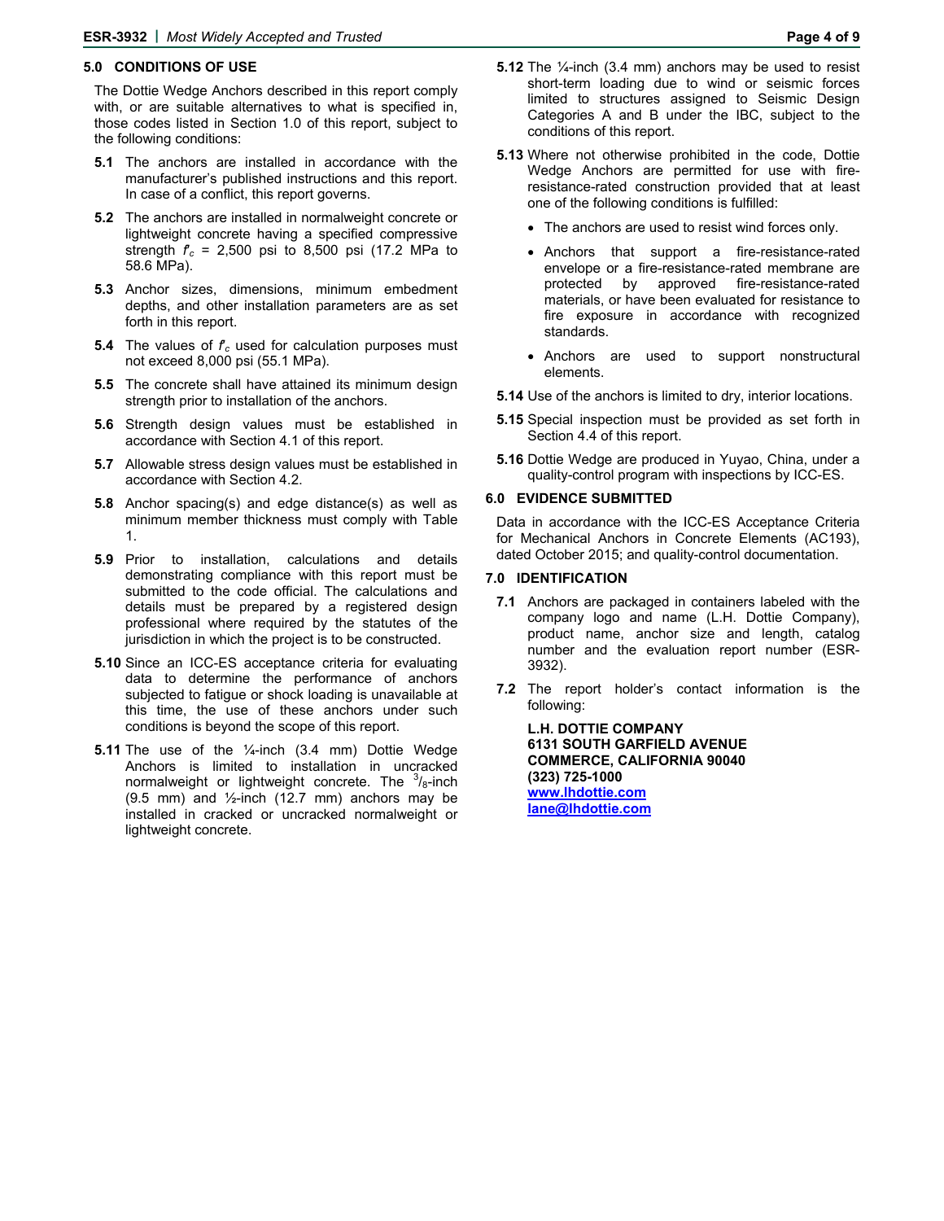## 5.0 CONDITIONS OF USE

The Dottie Wedge Anchors described in this report comply with, or are suitable alternatives to what is specified in, those codes listed in Section 1.0 of this report, subject to the following conditions:

**5.1** The anchors are installed in accordance with the manufacturer's published instructions and this report. In case of a conflict, this report governs.

**5.2** The anchors are installed in normalweight concrete or lightweight concrete having a specified compressive strength $f'_c$ = 2,500 psi to 8,500 psi (17.2 MPa to 58.6 MPa).

**5.3** Anchor sizes, dimensions, minimum embedment depths, and other installation parameters are as set forth in this report.

**5.4** The values of $f'_c$ used for calculation purposes must not exceed 8,000 psi (55.1 MPa).

**5.5** The concrete shall have attained its minimum design strength prior to installation of the anchors.

**5.6** Strength design values must be established in accordance with Section 4.1 of this report.

**5.7** Allowable stress design values must be established in accordance with Section 4.2.

**5.8** Anchor spacing(s) and edge distance(s) as well as minimum member thickness must comply with Table 1.

**5.9** Prior to installation, calculations and details demonstrating compliance with this report must be submitted to the code official. The calculations and details must be prepared by a registered design professional where required by the statutes of the jurisdiction in which the project is to be constructed.

**5.10** Since an ICC-ES acceptance criteria for evaluating data to determine the performance of anchors subjected to fatigue or shock loading is unavailable at this time, the use of these anchors under such conditions is beyond the scope of this report.

**5.11** The use of the ¼-inch (3.4 mm) Dottie Wedge Anchors is limited to installation in uncracked normalweight or lightweight concrete. The $^{3}/_{8}$-inch (9.5 mm) and ½-inch (12.7 mm) anchors may be installed in cracked or uncracked normalweight or lightweight concrete.

**5.12** The ¼-inch (3.4 mm) anchors may be used to resist short-term loading due to wind or seismic forces limited to structures assigned to Seismic Design Categories A and B under the IBC, subject to the conditions of this report.

**5.13** Where not otherwise prohibited in the code, Dottie Wedge Anchors are permitted for use with fire-resistance-rated construction provided that at least one of the following conditions is fulfilled:

- The anchors are used to resist wind forces only.
- Anchors that support a fire-resistance-rated envelope or a fire-resistance-rated membrane are protected by approved fire-resistance-rated materials, or have been evaluated for resistance to fire exposure in accordance with recognized standards.
- Anchors are used to support nonstructural elements.

**5.14** Use of the anchors is limited to dry, interior locations.

**5.15** Special inspection must be provided as set forth in Section 4.4 of this report.

**5.16** Dottie Wedge are produced in Yuyao, China, under a quality-control program with inspections by ICC-ES.

## 6.0 EVIDENCE SUBMITTED

Data in accordance with the ICC-ES Acceptance Criteria for Mechanical Anchors in Concrete Elements (AC193), dated October 2015; and quality-control documentation.

## 7.0 IDENTIFICATION

**7.1** Anchors are packaged in containers labeled with the company logo and name (L.H. Dottie Company), product name, anchor size and length, catalog number and the evaluation report number (ESR-3932).

**7.2** The report holder's contact information is the following:

**L.H. DOTTIE COMPANY**
**6131 SOUTH GARFIELD AVENUE**
**COMMERCE, CALIFORNIA 90040**
**(323) 725-1000**
**[www.lhdottie.com](http://www.lhdottie.com)**
**[lane@lhdottie.com](mailto:lane@lhdottie.com)**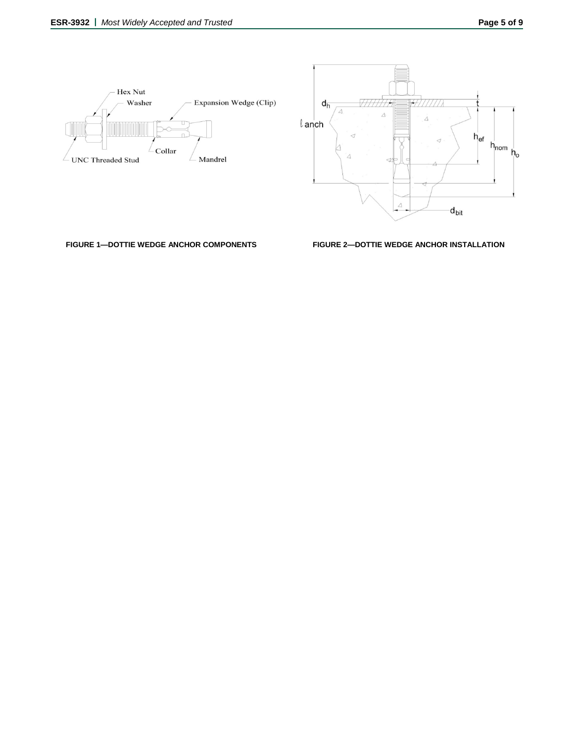Hex Nut

Washer

Expansion Wedge (Clip)

UNC Threaded Stud

Collar

Mandrel

**FIGURE 1—DOTTIE WEDGE ANCHOR COMPONENTS**

$d_h$

$\ell$ anch

$t$

$h_{ef}$

$h_{nom}$

$h_o$

$d_{bit}$

**FIGURE 2—DOTTIE WEDGE ANCHOR INSTALLATION**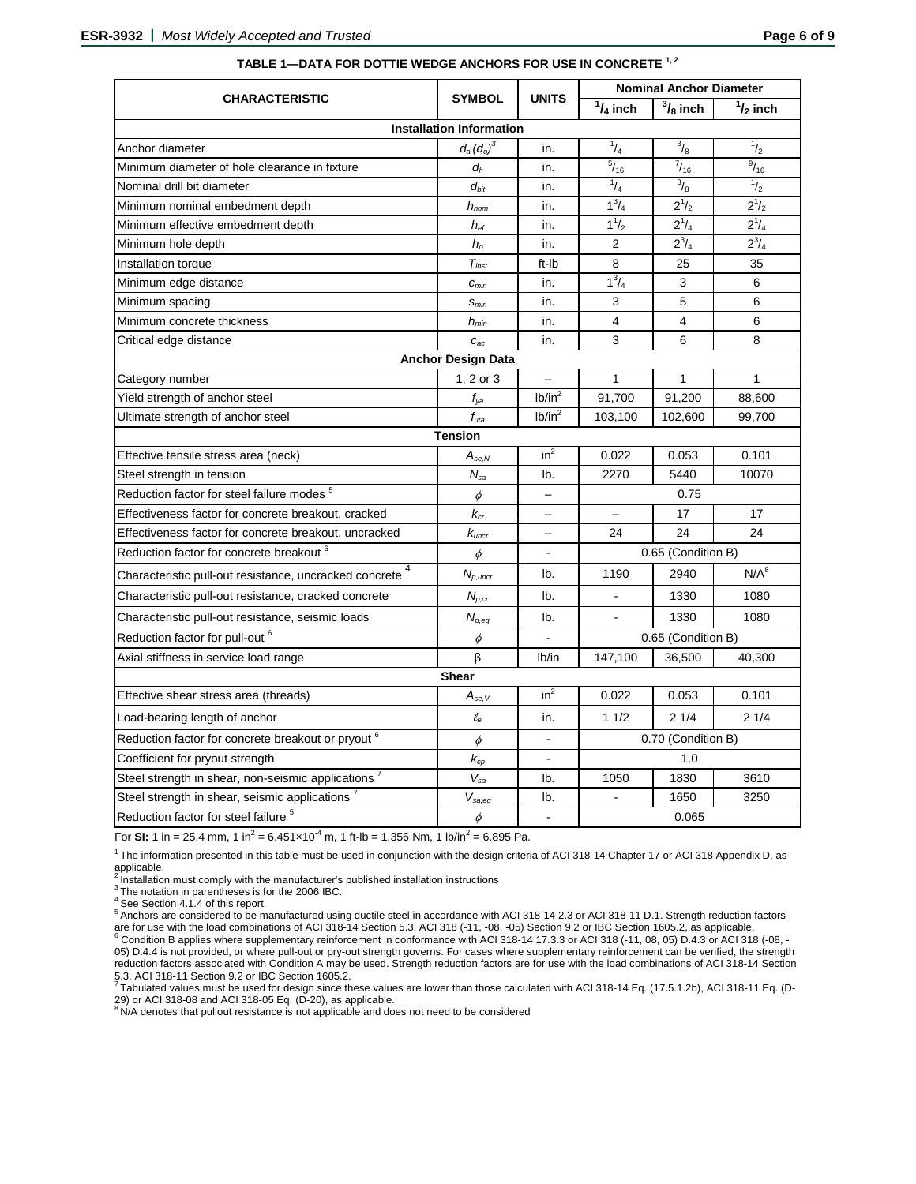**TABLE 1—DATA FOR DOTTIE WEDGE ANCHORS FOR USE IN CONCRETE [1, 2]**

| CHARACTERISTIC | SYMBOL | UNITS | Nominal Anchor Diameter | | |
|---|---|---|---|---|---|
| | | | $^1/_4$ inch | $^3/_8$ inch | $^1/_2$ inch |
| **Installation Information** | | | | | |
| Anchor diameter | $d_a (d_o)^3$ | in. | $^1/_4$ | $^3/_8$ | $^1/_2$ |
| Minimum diameter of hole clearance in fixture | $d_h$ | in. | $^5/_{16}$ | $^7/_{16}$ | $^9/_{16}$ |
| Nominal drill bit diameter | $d_{bit}$ | in. | $^1/_4$ | $^3/_8$ | $^1/_2$ |
| Minimum nominal embedment depth | $h_{nom}$ | in. | $1^3/_4$ | $2^1/_2$ | $2^1/_2$ |
| Minimum effective embedment depth | $h_{ef}$ | in. | $1^1/_2$ | $2^1/_4$ | $2^1/_4$ |
| Minimum hole depth | $h_o$ | in. | 2 | $2^3/_4$ | $2^3/_4$ |
| Installation torque | $T_{inst}$ | ft-lb | 8 | 25 | 35 |
| Minimum edge distance | $c_{min}$ | in. | $1^3/_4$ | 3 | 6 |
| Minimum spacing | $s_{min}$ | in. | 3 | 5 | 6 |
| Minimum concrete thickness | $h_{min}$ | in. | 4 | 4 | 6 |
| Critical edge distance | $c_{ac}$ | in. | 3 | 6 | 8 |
| **Anchor Design Data** | | | | | |
| Category number | 1, 2 or 3 | – | 1 | 1 | 1 |
| Yield strength of anchor steel | $f_{ya}$ | lb/in² | 91,700 | 91,200 | 88,600 |
| Ultimate strength of anchor steel | $f_{uta}$ | lb/in² | 103,100 | 102,600 | 99,700 |
| **Tension** | | | | | |
| Effective tensile stress area (neck) | $A_{se,N}$ | in² | 0.022 | 0.053 | 0.101 |
| Steel strength in tension | $N_{sa}$ | lb. | 2270 | 5440 | 10070 |
| Reduction factor for steel failure modes [5] | $\phi$ | – | 0.75 | | |
| Effectiveness factor for concrete breakout, cracked | $k_{cr}$ | – | – | 17 | 17 |
| Effectiveness factor for concrete breakout, uncracked | $k_{uncr}$ | – | 24 | 24 | 24 |
| Reduction factor for concrete breakout [6] | $\phi$ | - | 0.65 (Condition B) | | |
| Characteristic pull-out resistance, uncracked concrete [4] | $N_{p,uncr}$ | lb. | 1190 | 2940 | N/A[8] |
| Characteristic pull-out resistance, cracked concrete | $N_{p,cr}$ | lb. | - | 1330 | 1080 |
| Characteristic pull-out resistance, seismic loads | $N_{p,eq}$ | lb. | - | 1330 | 1080 |
| Reduction factor for pull-out [6] | $\phi$ | - | 0.65 (Condition B) | | |
| Axial stiffness in service load range | β | lb/in | 147,100 | 36,500 | 40,300 |
| **Shear** | | | | | |
| Effective shear stress area (threads) | $A_{se,V}$ | in² | 0.022 | 0.053 | 0.101 |
| Load-bearing length of anchor | $\ell_e$ | in. | 1 1/2 | 2 1/4 | 2 1/4 |
| Reduction factor for concrete breakout or pryout [6] | $\phi$ | - | 0.70 (Condition B) | | |
| Coefficient for pryout strength | $k_{cp}$ | - | 1.0 | | |
| Steel strength in shear, non-seismic applications [7] | $V_{sa}$ | lb. | 1050 | 1830 | 3610 |
| Steel strength in shear, seismic applications [7] | $V_{sa,eq}$ | lb. | - | 1650 | 3250 |
| Reduction factor for steel failure [5] | $\phi$ | - | 0.065 | | |

For **SI:** 1 in = 25.4 mm, 1 in² = 6.451×10⁻⁴ m, 1 ft-lb = 1.356 Nm, 1 lb/in² = 6.895 Pa.

[1] The information presented in this table must be used in conjunction with the design criteria of ACI 318-14 Chapter 17 or ACI 318 Appendix D, as applicable.
[2] Installation must comply with the manufacturer's published installation instructions
[3] The notation in parentheses is for the 2006 IBC.
[4] See Section 4.1.4 of this report.
[5] Anchors are considered to be manufactured using ductile steel in accordance with ACI 318-14 2.3 or ACI 318-11 D.1. Strength reduction factors are for use with the load combinations of ACI 318-14 Section 5.3, ACI 318 (-11, -08, -05) Section 9.2 or IBC Section 1605.2, as applicable.
[6] Condition B applies where supplementary reinforcement in conformance with ACI 318-14 17.3.3 or ACI 318 (-11, 08, 05) D.4.3 or ACI 318 (-08, -05) D.4.4 is not provided, or where pull-out or pry-out strength governs. For cases where supplementary reinforcement can be verified, the strength reduction factors associated with Condition A may be used. Strength reduction factors are for use with the load combinations of ACI 318-14 Section 5.3, ACI 318-11 Section 9.2 or IBC Section 1605.2.
[7] Tabulated values must be used for design since these values are lower than those calculated with ACI 318-14 Eq. (17.5.1.2b), ACI 318-11 Eq. (D-29) or ACI 318-08 and ACI 318-05 Eq. (D-20), as applicable.
[8] N/A denotes that pullout resistance is not applicable and does not need to be considered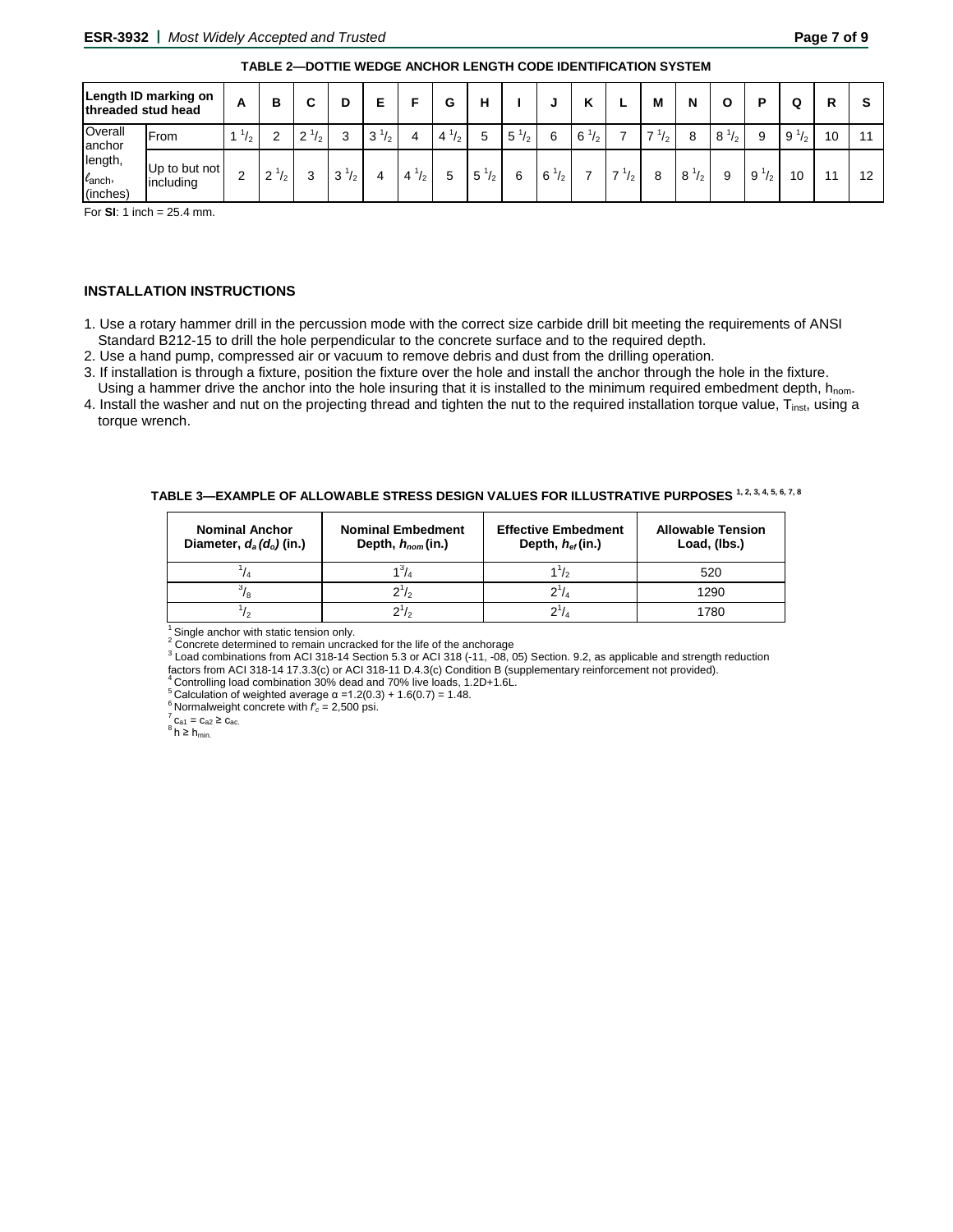**TABLE 2—DOTTIE WEDGE ANCHOR LENGTH CODE IDENTIFICATION SYSTEM**

| Length ID marking on threaded stud head | | A | B | C | D | E | F | G | H | I | J | K | L | M | N | O | P | Q | R | S |
|---|---|---|---|---|---|---|---|---|---|---|---|---|---|---|---|---|---|---|---|---|
| Overall anchor length, $\ell_{anch}$, (inches) | From | 1 1/2 | 2 | 2 1/2 | 3 | 3 1/2 | 4 | 4 1/2 | 5 | 5 1/2 | 6 | 6 1/2 | 7 | 7 1/2 | 8 | 8 1/2 | 9 | 9 1/2 | 10 | 11 |
| | Up to but not including | 2 | 2 1/2 | 3 | 3 1/2 | 4 | 4 1/2 | 5 | 5 1/2 | 6 | 6 1/2 | 7 | 7 1/2 | 8 | 8 1/2 | 9 | 9 1/2 | 10 | 11 | 12 |

For **SI**: 1 inch = 25.4 mm.

## INSTALLATION INSTRUCTIONS

1. Use a rotary hammer drill in the percussion mode with the correct size carbide drill bit meeting the requirements of ANSI Standard B212-15 to drill the hole perpendicular to the concrete surface and to the required depth.
2. Use a hand pump, compressed air or vacuum to remove debris and dust from the drilling operation.
3. If installation is through a fixture, position the fixture over the hole and install the anchor through the hole in the fixture. Using a hammer drive the anchor into the hole insuring that it is installed to the minimum required embedment depth, $h_{nom}$.
4. Install the washer and nut on the projecting thread and tighten the nut to the required installation torque value, $T_{inst}$, using a torque wrench.

**TABLE 3—EXAMPLE OF ALLOWABLE STRESS DESIGN VALUES FOR ILLUSTRATIVE PURPOSES [1, 2, 3, 4, 5, 6, 7, 8]**

| Nominal Anchor Diameter, $d_a$ ($d_o$) (in.) | Nominal Embedment Depth, $h_{nom}$ (in.) | Effective Embedment Depth, $h_{ef}$ (in.) | Allowable Tension Load, (lbs.) |
|---|---|---|---|
| 1/4 | 1 3/4 | 1 1/2 | 520 |
| 3/8 | 2 1/2 | 2 1/4 | 1290 |
| 1/2 | 2 1/2 | 2 1/4 | 1780 |

[1] Single anchor with static tension only.
[2] Concrete determined to remain uncracked for the life of the anchorage
[3] Load combinations from ACI 318-14 Section 5.3 or ACI 318 (-11, -08, 05) Section. 9.2, as applicable and strength reduction factors from ACI 318-14 17.3.3(c) or ACI 318-11 D.4.3(c) Condition B (supplementary reinforcement not provided).
[4] Controlling load combination 30% dead and 70% live loads, 1.2D+1.6L.
[5] Calculation of weighted average $\alpha = 1.2(0.3) + 1.6(0.7) = 1.48$.
[6] Normalweight concrete with $f'_c$ = 2,500 psi.
[7] $c_{a1} = c_{a2} \geq c_{ac}$.
[8] $h \geq h_{min}$.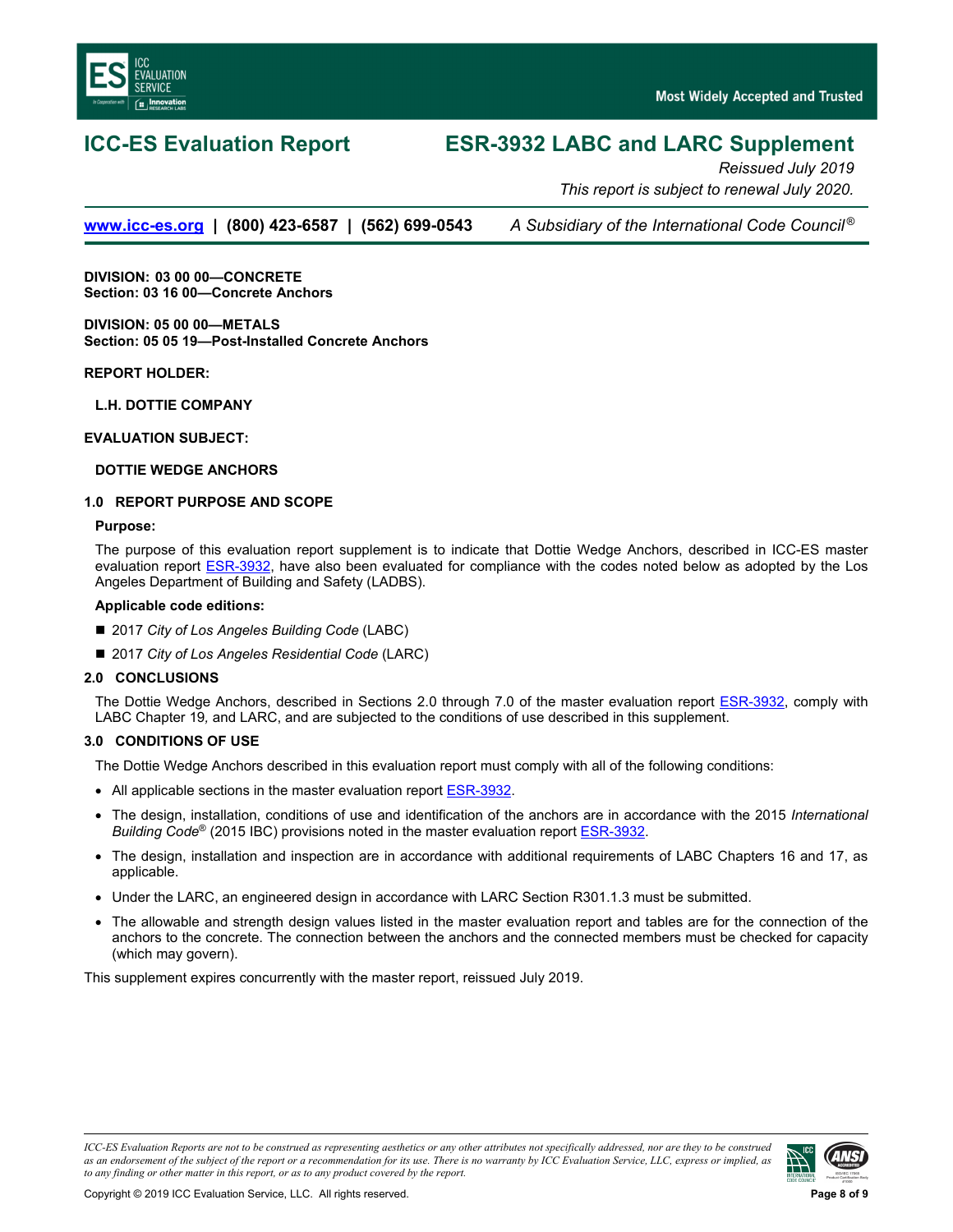# ICC-ES Evaluation Report

# ESR-3932 LABC and LARC Supplement

*Reissued July 2019*

*This report is subject to renewal July 2020.*

www.icc-es.org | (800) 423-6587 | (562) 699-0543 *A Subsidiary of the International Code Council®*

**DIVISION: 03 00 00—CONCRETE**
**Section: 03 16 00—Concrete Anchors**

**DIVISION: 05 00 00—METALS**
**Section: 05 05 19—Post-Installed Concrete Anchors**

**REPORT HOLDER:**

**L.H. DOTTIE COMPANY**

**EVALUATION SUBJECT:**

**DOTTIE WEDGE ANCHORS**

## 1.0 REPORT PURPOSE AND SCOPE

**Purpose:**

The purpose of this evaluation report supplement is to indicate that Dottie Wedge Anchors, described in ICC-ES master evaluation report ESR-3932, have also been evaluated for compliance with the codes noted below as adopted by the Los Angeles Department of Building and Safety (LADBS).

**Applicable code editions:**

- 2017 *City of Los Angeles Building Code* (LABC)
- 2017 *City of Los Angeles Residential Code* (LARC)

## 2.0 CONCLUSIONS

The Dottie Wedge Anchors, described in Sections 2.0 through 7.0 of the master evaluation report ESR-3932, comply with LABC Chapter 19, and LARC, and are subjected to the conditions of use described in this supplement.

## 3.0 CONDITIONS OF USE

The Dottie Wedge Anchors described in this evaluation report must comply with all of the following conditions:

- All applicable sections in the master evaluation report ESR-3932.
- The design, installation, conditions of use and identification of the anchors are in accordance with the 2015 *International Building Code®* (2015 IBC) provisions noted in the master evaluation report ESR-3932.
- The design, installation and inspection are in accordance with additional requirements of LABC Chapters 16 and 17, as applicable.
- Under the LARC, an engineered design in accordance with LARC Section R301.1.3 must be submitted.
- The allowable and strength design values listed in the master evaluation report and tables are for the connection of the anchors to the concrete. The connection between the anchors and the connected members must be checked for capacity (which may govern).

This supplement expires concurrently with the master report, reissued July 2019.

*ICC-ES Evaluation Reports are not to be construed as representing aesthetics or any other attributes not specifically addressed, nor are they to be construed as an endorsement of the subject of the report or a recommendation for its use. There is no warranty by ICC Evaluation Service, LLC, express or implied, as to any finding or other matter in this report, or as to any product covered by the report.*

Copyright © 2019 ICC Evaluation Service, LLC. All rights reserved.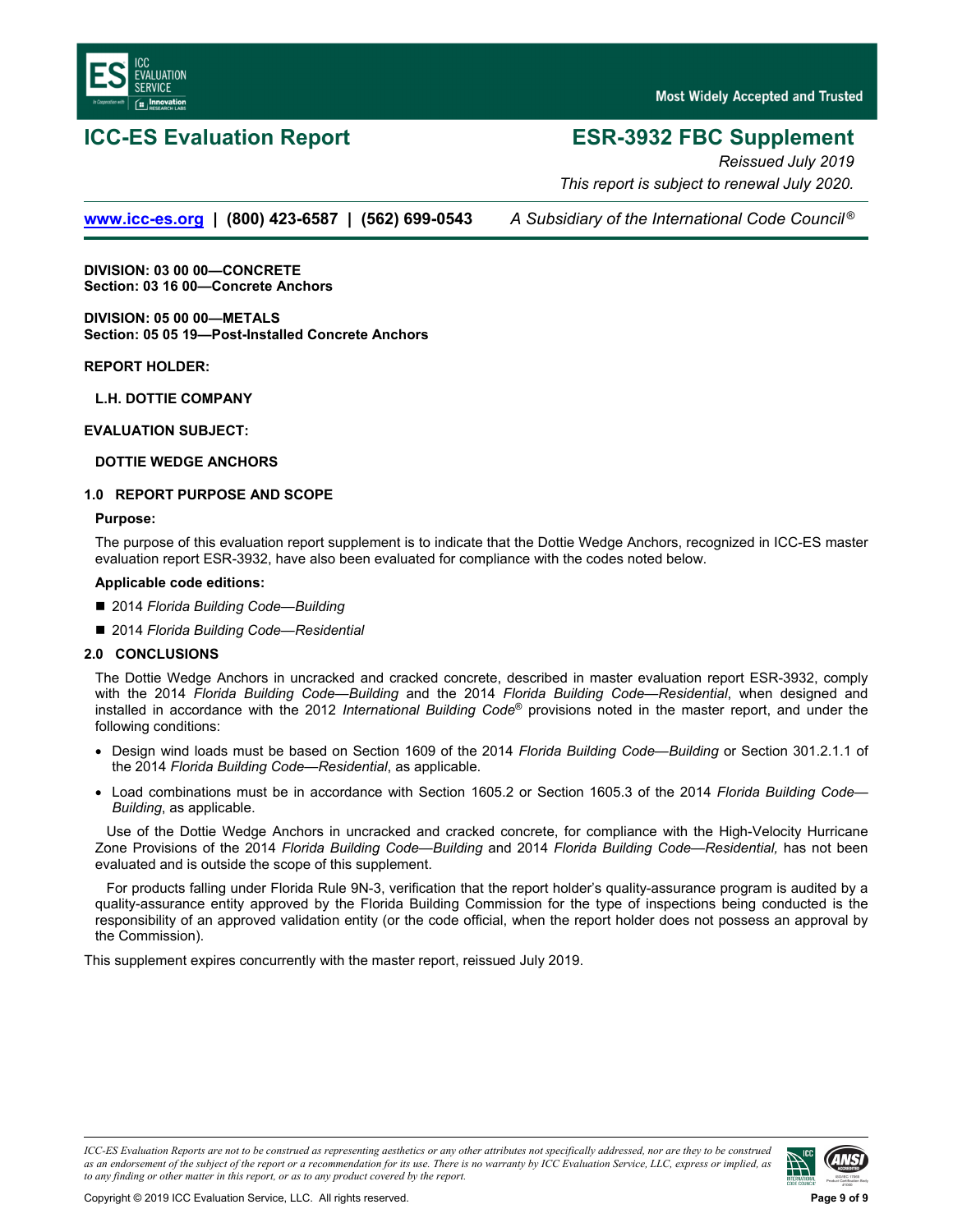# ICC-ES Evaluation Report

# ESR-3932 FBC Supplement

*Reissued July 2019*

*This report is subject to renewal July 2020.*

www.icc-es.org | (800) 423-6587 | (562) 699-0543 *A Subsidiary of the International Code Council®*

**DIVISION: 03 00 00—CONCRETE**
**Section: 03 16 00—Concrete Anchors**

**DIVISION: 05 00 00—METALS**
**Section: 05 05 19—Post-Installed Concrete Anchors**

**REPORT HOLDER:**

**L.H. DOTTIE COMPANY**

**EVALUATION SUBJECT:**

**DOTTIE WEDGE ANCHORS**

## 1.0 REPORT PURPOSE AND SCOPE

**Purpose:**

The purpose of this evaluation report supplement is to indicate that the Dottie Wedge Anchors, recognized in ICC-ES master evaluation report ESR-3932, have also been evaluated for compliance with the codes noted below.

**Applicable code editions:**

- 2014 *Florida Building Code—Building*
- 2014 *Florida Building Code—Residential*

## 2.0 CONCLUSIONS

The Dottie Wedge Anchors in uncracked and cracked concrete, described in master evaluation report ESR-3932, comply with the 2014 *Florida Building Code—Building* and the 2014 *Florida Building Code—Residential*, when designed and installed in accordance with the 2012 *International Building Code®* provisions noted in the master report, and under the following conditions:

- Design wind loads must be based on Section 1609 of the 2014 *Florida Building Code—Building* or Section 301.2.1.1 of the 2014 *Florida Building Code—Residential*, as applicable.
- Load combinations must be in accordance with Section 1605.2 or Section 1605.3 of the 2014 *Florida Building Code—Building*, as applicable.

Use of the Dottie Wedge Anchors in uncracked and cracked concrete, for compliance with the High-Velocity Hurricane Zone Provisions of the 2014 *Florida Building Code—Building* and 2014 *Florida Building Code—Residential,* has not been evaluated and is outside the scope of this supplement.

For products falling under Florida Rule 9N-3, verification that the report holder's quality-assurance program is audited by a quality-assurance entity approved by the Florida Building Commission for the type of inspections being conducted is the responsibility of an approved validation entity (or the code official, when the report holder does not possess an approval by the Commission).

This supplement expires concurrently with the master report, reissued July 2019.

*ICC-ES Evaluation Reports are not to be construed as representing aesthetics or any other attributes not specifically addressed, nor are they to be construed as an endorsement of the subject of the report or a recommendation for its use. There is no warranty by ICC Evaluation Service, LLC, express or implied, as to any finding or other matter in this report, or as to any product covered by the report.*

Copyright © 2019 ICC Evaluation Service, LLC. All rights reserved.